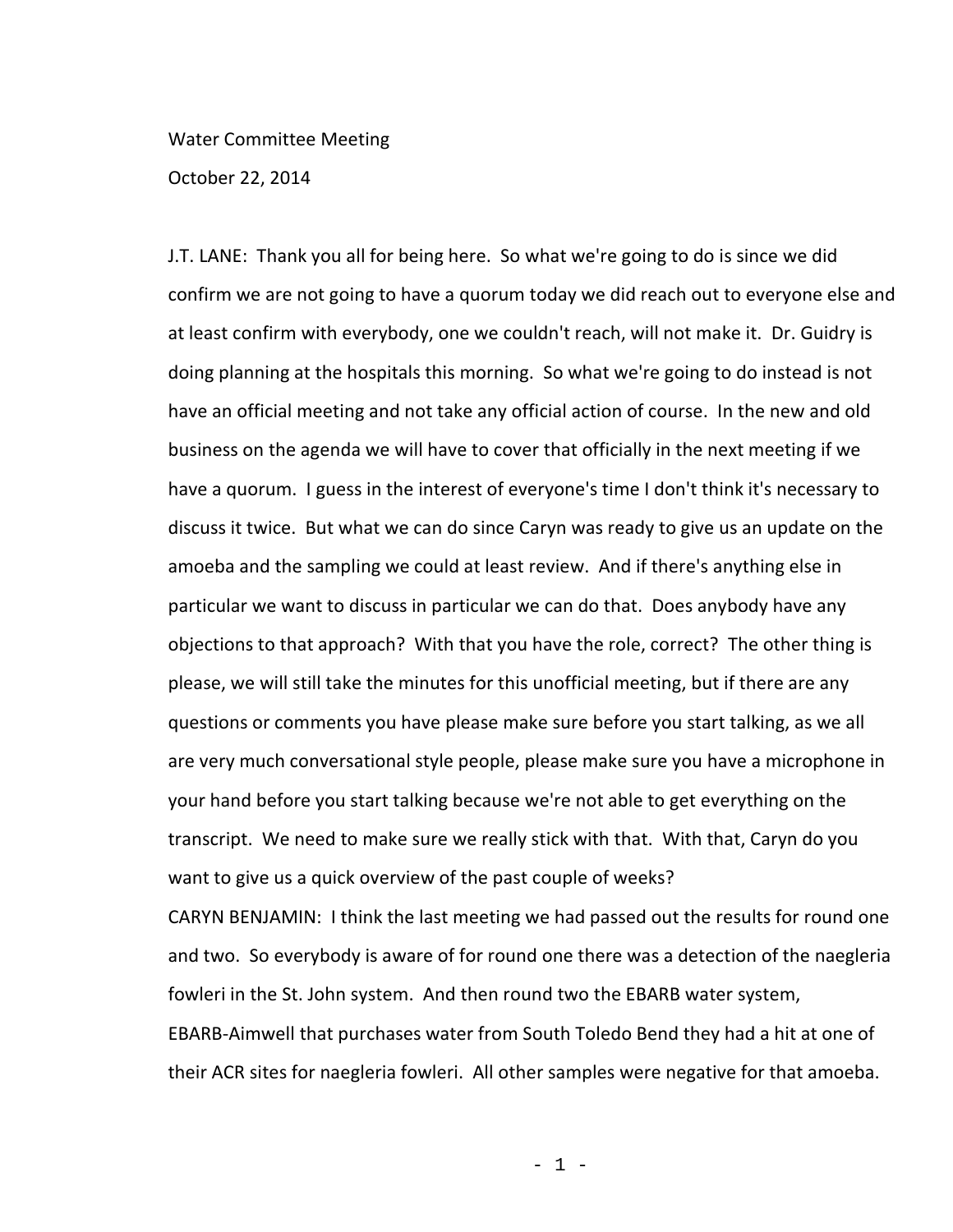Water Committee Meeting

October 22, 2014

J.T. LANE: Thank you all for being here. So what we're going to do is since we did confirm we are not going to have a quorum today we did reach out to everyone else and at least confirm with everybody, one we couldn't reach, will not make it. Dr. Guidry is doing planning at the hospitals this morning. So what we're going to do instead is not have an official meeting and not take any official action of course. In the new and old business on the agenda we will have to cover that officially in the next meeting if we have a quorum. I guess in the interest of everyone's time I don't think it's necessary to discuss it twice. But what we can do since Caryn was ready to give us an update on the amoeba and the sampling we could at least review. And if there's anything else in particular we want to discuss in particular we can do that. Does anybody have any objections to that approach? With that you have the role, correct? The other thing is please, we will still take the minutes for this unofficial meeting, but if there are any questions or comments you have please make sure before you start talking, as we all are very much conversational style people, please make sure you have a microphone in your hand before you start talking because we're not able to get everything on the transcript. We need to make sure we really stick with that. With that, Caryn do you want to give us a quick overview of the past couple of weeks?

CARYN BENJAMIN: I think the last meeting we had passed out the results for round one and two. So everybody is aware of for round one there was a detection of the naegleria fowleri in the St. John system. And then round two the EBARB water system, EBARB-Aimwell that purchases water from South Toledo Bend they had a hit at one of their ACR sites for naegleria fowleri. All other samples were negative for that amoeba.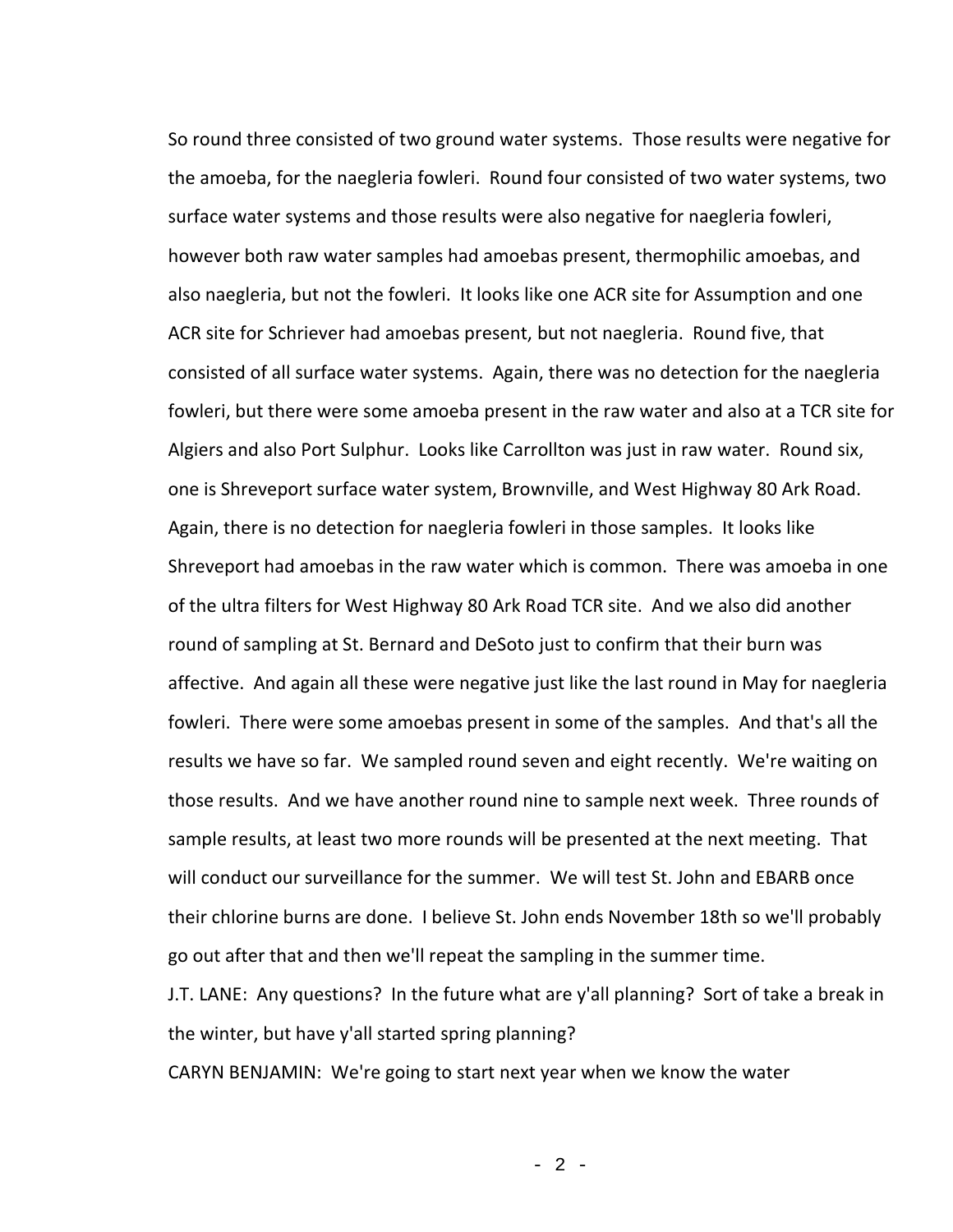So round three consisted of two ground water systems. Those results were negative for the amoeba, for the naegleria fowleri. Round four consisted of two water systems, two surface water systems and those results were also negative for naegleria fowleri, however both raw water samples had amoebas present, thermophilic amoebas, and also naegleria, but not the fowleri. It looks like one ACR site for Assumption and one ACR site for Schriever had amoebas present, but not naegleria. Round five, that consisted of all surface water systems. Again, there was no detection for the naegleria fowleri, but there were some amoeba present in the raw water and also at a TCR site for Algiers and also Port Sulphur. Looks like Carrollton was just in raw water. Round six, one is Shreveport surface water system, Brownville, and West Highway 80 Ark Road. Again, there is no detection for naegleria fowleri in those samples. It looks like Shreveport had amoebas in the raw water which is common. There was amoeba in one of the ultra filters for West Highway 80 Ark Road TCR site. And we also did another round of sampling at St. Bernard and DeSoto just to confirm that their burn was affective. And again all these were negative just like the last round in May for naegleria fowleri. There were some amoebas present in some of the samples. And that's all the results we have so far. We sampled round seven and eight recently. We're waiting on those results. And we have another round nine to sample next week. Three rounds of sample results, at least two more rounds will be presented at the next meeting. That will conduct our surveillance for the summer. We will test St. John and EBARB once their chlorine burns are done. I believe St. John ends November 18th so we'll probably go out after that and then we'll repeat the sampling in the summer time.

J.T. LANE: Any questions? In the future what are y'all planning? Sort of take a break in the winter, but have y'all started spring planning?

CARYN BENJAMIN: We're going to start next year when we know the water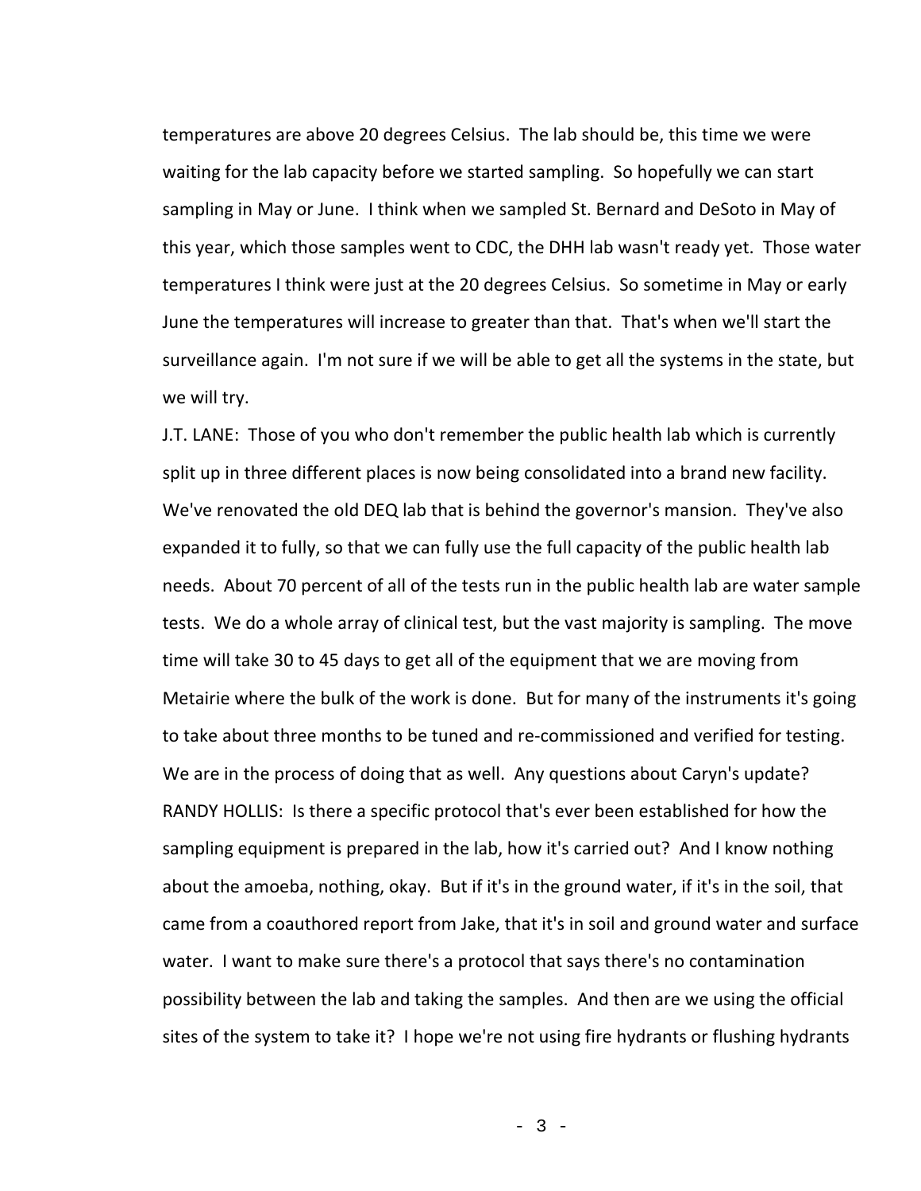temperatures are above 20 degrees Celsius. The lab should be, this time we were waiting for the lab capacity before we started sampling. So hopefully we can start sampling in May or June. I think when we sampled St. Bernard and DeSoto in May of this year, which those samples went to CDC, the DHH lab wasn't ready yet. Those water temperatures I think were just at the 20 degrees Celsius. So sometime in May or early June the temperatures will increase to greater than that. That's when we'll start the surveillance again. I'm not sure if we will be able to get all the systems in the state, but we will try.

J.T. LANE: Those of you who don't remember the public health lab which is currently split up in three different places is now being consolidated into a brand new facility. We've renovated the old DEQ lab that is behind the governor's mansion. They've also expanded it to fully, so that we can fully use the full capacity of the public health lab needs. About 70 percent of all of the tests run in the public health lab are water sample tests. We do a whole array of clinical test, but the vast majority is sampling. The move time will take 30 to 45 days to get all of the equipment that we are moving from Metairie where the bulk of the work is done. But for many of the instruments it's going to take about three months to be tuned and re-commissioned and verified for testing. We are in the process of doing that as well. Any questions about Caryn's update?

RANDY HOLLIS: Is there a specific protocol that's ever been established for how the sampling equipment is prepared in the lab, how it's carried out? And I know nothing about the amoeba, nothing, okay. But if it's in the ground water, if it's in the soil, that came from a coauthored report from Jake, that it's in soil and ground water and surface water. I want to make sure there's a protocol that says there's no contamination possibility between the lab and taking the samples. And then are we using the official sites of the system to take it? I hope we're not using fire hydrants or flushing hydrants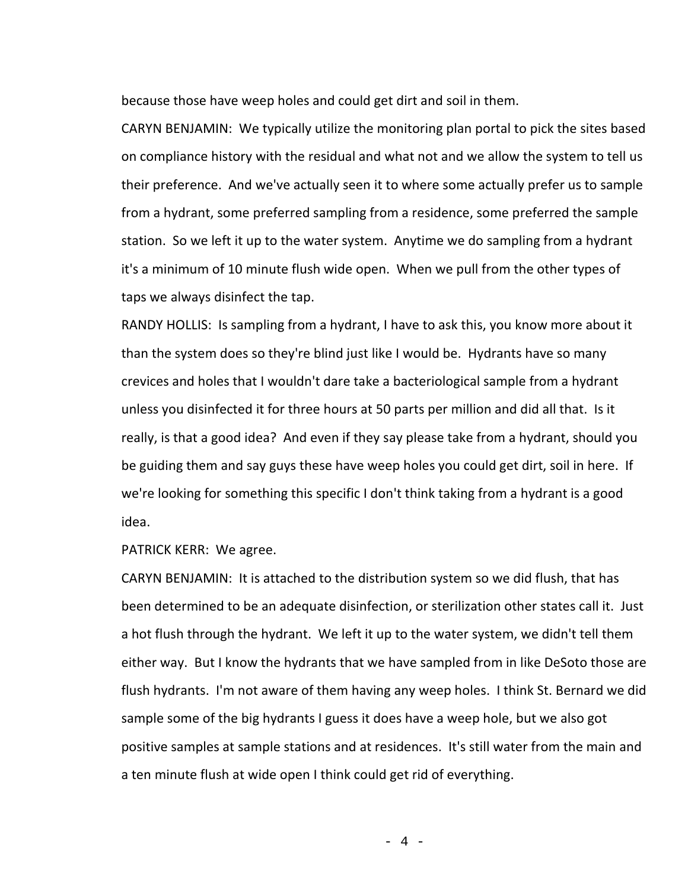because those have weep holes and could get dirt and soil in them.

CARYN BENJAMIN: We typically utilize the monitoring plan portal to pick the sites based on compliance history with the residual and what not and we allow the system to tell us their preference. And we've actually seen it to where some actually prefer us to sample from a hydrant, some preferred sampling from a residence, some preferred the sample station. So we left it up to the water system. Anytime we do sampling from a hydrant it's a minimum of 10 minute flush wide open. When we pull from the other types of taps we always disinfect the tap.

RANDY HOLLIS: Is sampling from a hydrant, I have to ask this, you know more about it than the system does so they're blind just like I would be. Hydrants have so many crevices and holes that I wouldn't dare take a bacteriological sample from a hydrant unless you disinfected it for three hours at 50 parts per million and did all that. Is it really, is that a good idea? And even if they say please take from a hydrant, should you be guiding them and say guys these have weep holes you could get dirt, soil in here. If we're looking for something this specific I don't think taking from a hydrant is a good idea.

PATRICK KERR: We agree.

CARYN BENJAMIN: It is attached to the distribution system so we did flush, that has been determined to be an adequate disinfection, or sterilization other states call it. Just a hot flush through the hydrant. We left it up to the water system, we didn't tell them either way. But I know the hydrants that we have sampled from in like DeSoto those are flush hydrants. I'm not aware of them having any weep holes. I think St. Bernard we did sample some of the big hydrants I guess it does have a weep hole, but we also got positive samples at sample stations and at residences. It's still water from the main and a ten minute flush at wide open I think could get rid of everything.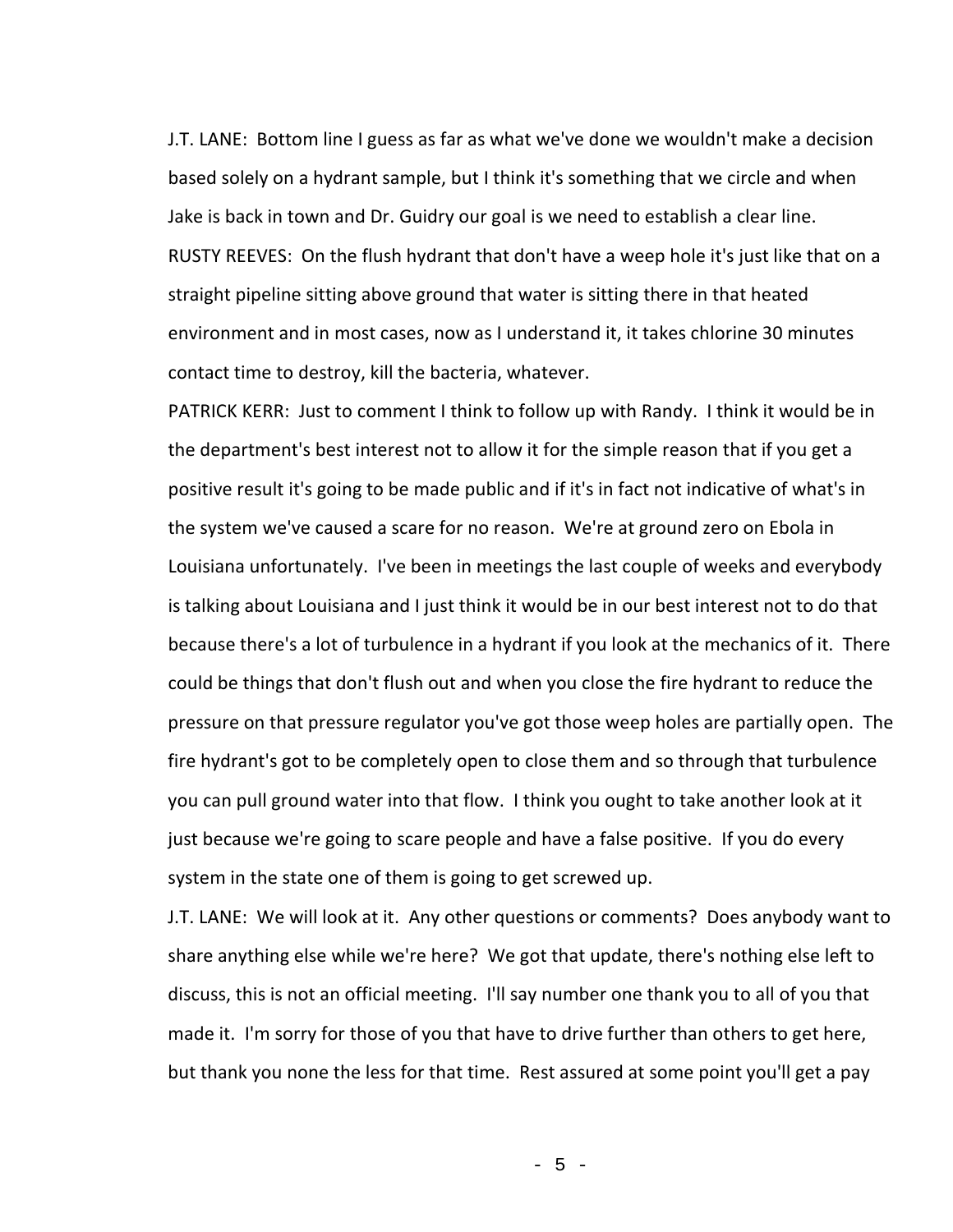J.T. LANE: Bottom line I guess as far as what we've done we wouldn't make a decision based solely on a hydrant sample, but I think it's something that we circle and when Jake is back in town and Dr. Guidry our goal is we need to establish a clear line.

RUSTY REEVES: On the flush hydrant that don't have a weep hole it's just like that on a straight pipeline sitting above ground that water is sitting there in that heated environment and in most cases, now as I understand it, it takes chlorine 30 minutes contact time to destroy, kill the bacteria, whatever.

PATRICK KERR: Just to comment I think to follow up with Randy. I think it would be in the department's best interest not to allow it for the simple reason that if you get a positive result it's going to be made public and if it's in fact not indicative of what's in the system we've caused a scare for no reason. We're at ground zero on Ebola in Louisiana unfortunately. I've been in meetings the last couple of weeks and everybody is talking about Louisiana and I just think it would be in our best interest not to do that because there's a lot of turbulence in a hydrant if you look at the mechanics of it. There could be things that don't flush out and when you close the fire hydrant to reduce the pressure on that pressure regulator you've got those weep holes are partially open. The fire hydrant's got to be completely open to close them and so through that turbulence you can pull ground water into that flow. I think you ought to take another look at it just because we're going to scare people and have a false positive. If you do every system in the state one of them is going to get screwed up.

J.T. LANE: We will look at it. Any other questions or comments? Does anybody want to share anything else while we're here? We got that update, there's nothing else left to discuss, this is not an official meeting. I'll say number one thank you to all of you that made it. I'm sorry for those of you that have to drive further than others to get here, but thank you none the less for that time. Rest assured at some point you'll get a pay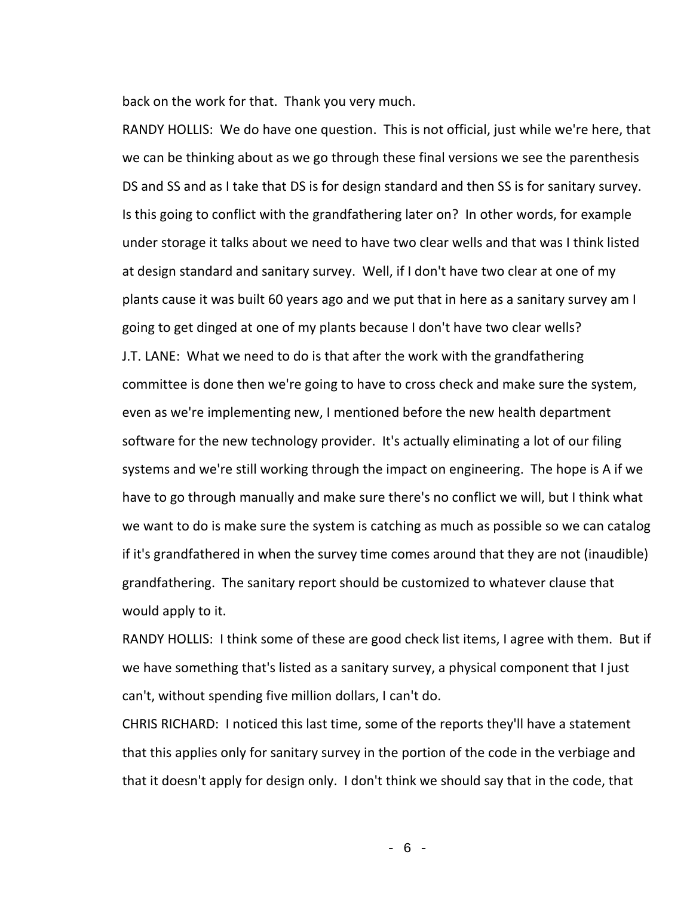back on the work for that.  Thank you very much.

RANDY HOLLIS:  We do have one question.  This is not official, just while we're here, that we can be thinking about as we go through these final versions we see the parenthesis DS and SS and as I take that DS is for design standard and then SS is for sanitary survey.  Is this going to conflict with the grandfathering later on?  In other words, for example under storage it talks about we need to have two clear wells and that was I think listed at design standard and sanitary survey.  Well, if I don't have two clear at one of my plants cause it was built 60 years ago and we put that in here as a sanitary survey am I going to get dinged at one of my plants because I don't have two clear wells?

J.T. LANE:  What we need to do is that after the work with the grandfathering committee is done then we're going to have to cross check and make sure the system, even as we're implementing new, I mentioned before the new health department software for the new technology provider.  It's actually eliminating a lot of our filing systems and we're still working through the impact on engineering.  The hope is A if we have to go through manually and make sure there's no conflict we will, but I think what we want to do is make sure the system is catching as much as possible so we can catalog if it's grandfathered in when the survey time comes around that they are not (inaudible) grandfathering.  The sanitary report should be customized to whatever clause that would apply to it.

RANDY HOLLIS:  I think some of these are good check list items, I agree with them.  But if we have something that's listed as a sanitary survey, a physical component that I just can't, without spending five million dollars, I can't do.

CHRIS RICHARD:  I noticed this last time, some of the reports they'll have a statement that this applies only for sanitary survey in the portion of the code in the verbiage and that it doesn't apply for design only.  I don't think we should say that in the code, that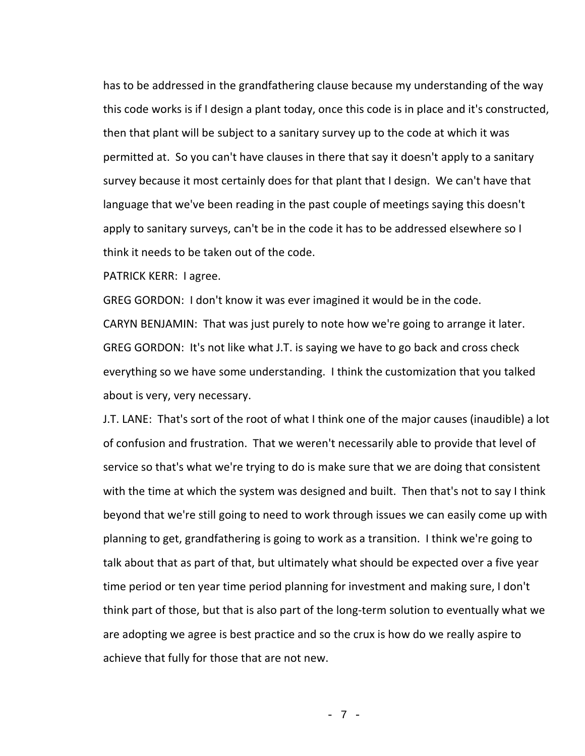has to be addressed in the grandfathering clause because my understanding of the way this code works is if I design a plant today, once this code is in place and it's constructed, then that plant will be subject to a sanitary survey up to the code at which it was permitted at. So you can't have clauses in there that say it doesn't apply to a sanitary survey because it most certainly does for that plant that I design. We can't have that language that we've been reading in the past couple of meetings saying this doesn't apply to sanitary surveys, can't be in the code it has to be addressed elsewhere so I think it needs to be taken out of the code.

PATRICK KERR: I agree.

GREG GORDON: I don't know it was ever imagined it would be in the code.

CARYN BENJAMIN: That was just purely to note how we're going to arrange it later.

GREG GORDON: It's not like what J.T. is saying we have to go back and cross check everything so we have some understanding. I think the customization that you talked about is very, very necessary.

J.T. LANE: That's sort of the root of what I think one of the major causes (inaudible) a lot of confusion and frustration. That we weren't necessarily able to provide that level of service so that's what we're trying to do is make sure that we are doing that consistent with the time at which the system was designed and built. Then that's not to say I think beyond that we're still going to need to work through issues we can easily come up with planning to get, grandfathering is going to work as a transition. I think we're going to talk about that as part of that, but ultimately what should be expected over a five year time period or ten year time period planning for investment and making sure, I don't think part of those, but that is also part of the long-term solution to eventually what we are adopting we agree is best practice and so the crux is how do we really aspire to achieve that fully for those that are not new.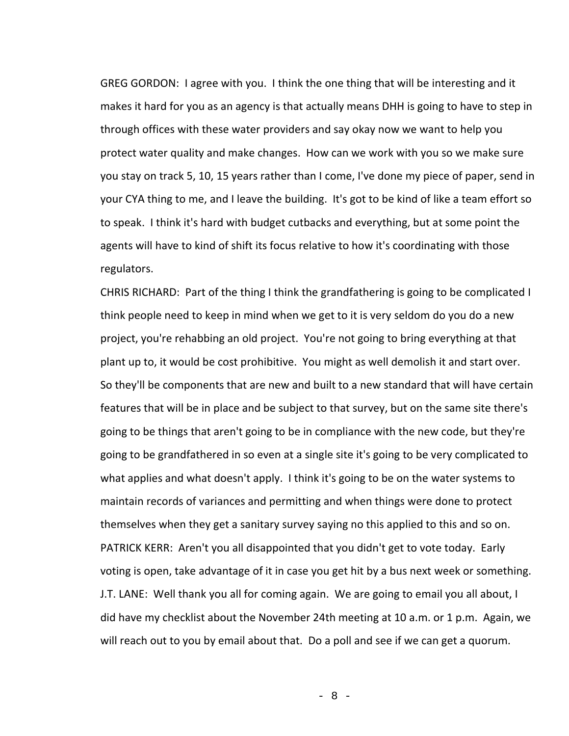GREG GORDON: I agree with you. I think the one thing that will be interesting and it makes it hard for you as an agency is that actually means DHH is going to have to step in through offices with these water providers and say okay now we want to help you protect water quality and make changes. How can we work with you so we make sure you stay on track 5, 10, 15 years rather than I come, I've done my piece of paper, send in your CYA thing to me, and I leave the building. It's got to be kind of like a team effort so to speak. I think it's hard with budget cutbacks and everything, but at some point the agents will have to kind of shift its focus relative to how it's coordinating with those regulators.

CHRIS RICHARD: Part of the thing I think the grandfathering is going to be complicated I think people need to keep in mind when we get to it is very seldom do you do a new project, you're rehabbing an old project. You're not going to bring everything at that plant up to, it would be cost prohibitive. You might as well demolish it and start over. So they'll be components that are new and built to a new standard that will have certain features that will be in place and be subject to that survey, but on the same site there's going to be things that aren't going to be in compliance with the new code, but they're going to be grandfathered in so even at a single site it's going to be very complicated to what applies and what doesn't apply. I think it's going to be on the water systems to maintain records of variances and permitting and when things were done to protect themselves when they get a sanitary survey saying no this applied to this and so on.

PATRICK KERR: Aren't you all disappointed that you didn't get to vote today. Early voting is open, take advantage of it in case you get hit by a bus next week or something.

J.T. LANE: Well thank you all for coming again. We are going to email you all about, I did have my checklist about the November 24th meeting at 10 a.m. or 1 p.m. Again, we will reach out to you by email about that. Do a poll and see if we can get a quorum.